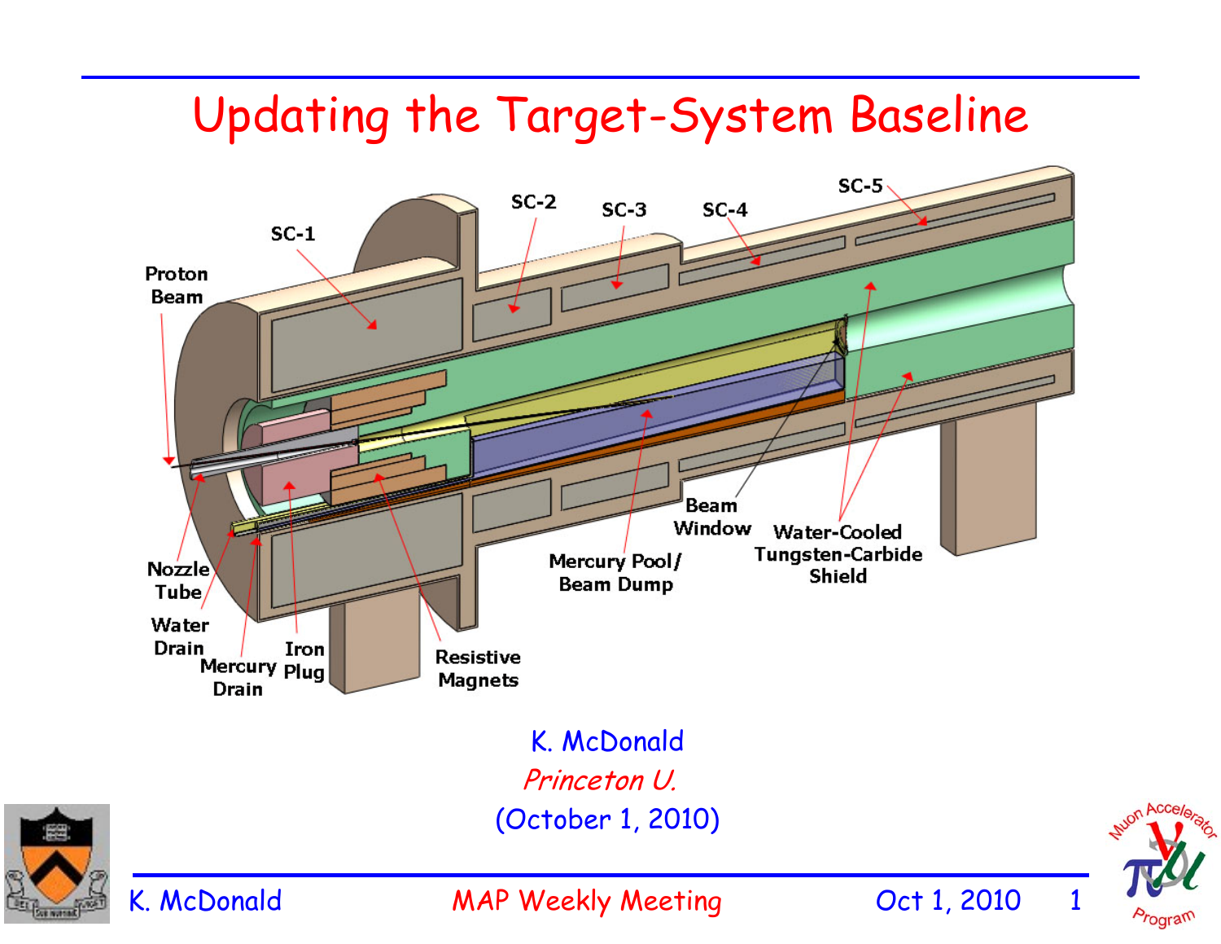# Updating the Target-System Baseline

SC-1
SC-2
SC-3
SC-4
SC-5
Proton Beam
Nozzle Tube
Water Drain
Mercury Drain
Iron Plug
Resistive Magnets
Mercury Pool/ Beam Dump
Beam Window
Water-Cooled Tungsten-Carbide Shield

K. McDonald

*Princeton U.*

(October 1, 2010)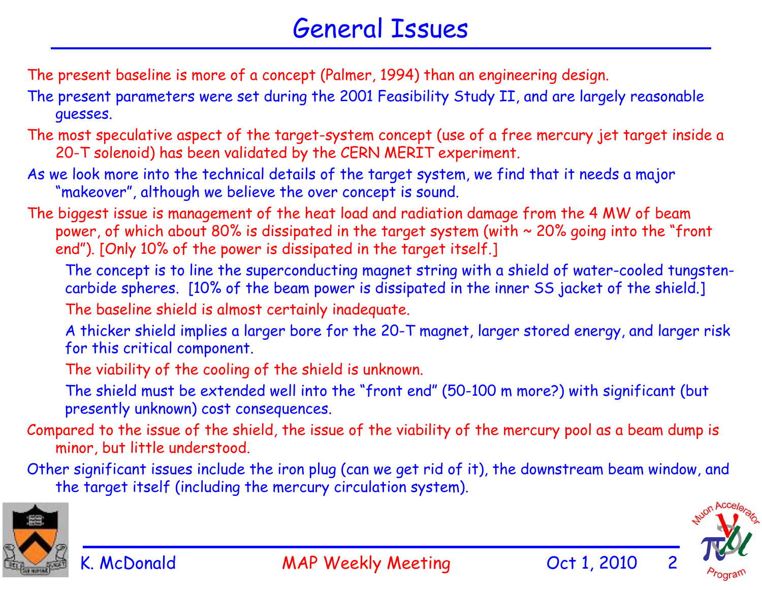# General Issues

The present baseline is more of a concept (Palmer, 1994) than an engineering design.

The present parameters were set during the 2001 Feasibility Study II, and are largely reasonable guesses.

The most speculative aspect of the target-system concept (use of a free mercury jet target inside a 20-T solenoid) has been validated by the CERN MERIT experiment.

As we look more into the technical details of the target system, we find that it needs a major "makeover", although we believe the over concept is sound.

The biggest issue is management of the heat load and radiation damage from the 4 MW of beam power, of which about 80% is dissipated in the target system (with ~ 20% going into the "front end"). [Only 10% of the power is dissipated in the target itself.]

- The concept is to line the superconducting magnet string with a shield of water-cooled tungsten-carbide spheres. [10% of the beam power is dissipated in the inner SS jacket of the shield.]
- The baseline shield is almost certainly inadequate.
- A thicker shield implies a larger bore for the 20-T magnet, larger stored energy, and larger risk for this critical component.
- The viability of the cooling of the shield is unknown.
- The shield must be extended well into the "front end" (50-100 m more?) with significant (but presently unknown) cost consequences.

Compared to the issue of the shield, the issue of the viability of the mercury pool as a beam dump is minor, but little understood.

Other significant issues include the iron plug (can we get rid of it), the downstream beam window, and the target itself (including the mercury circulation system).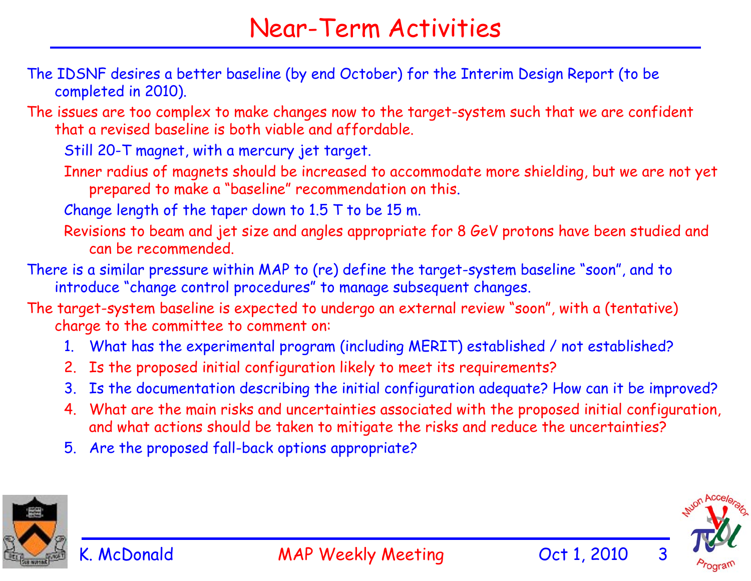# Near-Term Activities

The IDSNF desires a better baseline (by end October) for the Interim Design Report (to be completed in 2010).

The issues are too complex to make changes now to the target-system such that we are confident that a revised baseline is both viable and affordable.

- Still 20-T magnet, with a mercury jet target.
- Inner radius of magnets should be increased to accommodate more shielding, but we are not yet prepared to make a "baseline" recommendation on this.
- Change length of the taper down to 1.5 T to be 15 m.
- Revisions to beam and jet size and angles appropriate for 8 GeV protons have been studied and can be recommended.

There is a similar pressure within MAP to (re) define the target-system baseline "soon", and to introduce "change control procedures" to manage subsequent changes.

The target-system baseline is expected to undergo an external review "soon", with a (tentative) charge to the committee to comment on:

1. What has the experimental program (including MERIT) established / not established?
2. Is the proposed initial configuration likely to meet its requirements?
3. Is the documentation describing the initial configuration adequate? How can it be improved?
4. What are the main risks and uncertainties associated with the proposed initial configuration, and what actions should be taken to mitigate the risks and reduce the uncertainties?
5. Are the proposed fall-back options appropriate?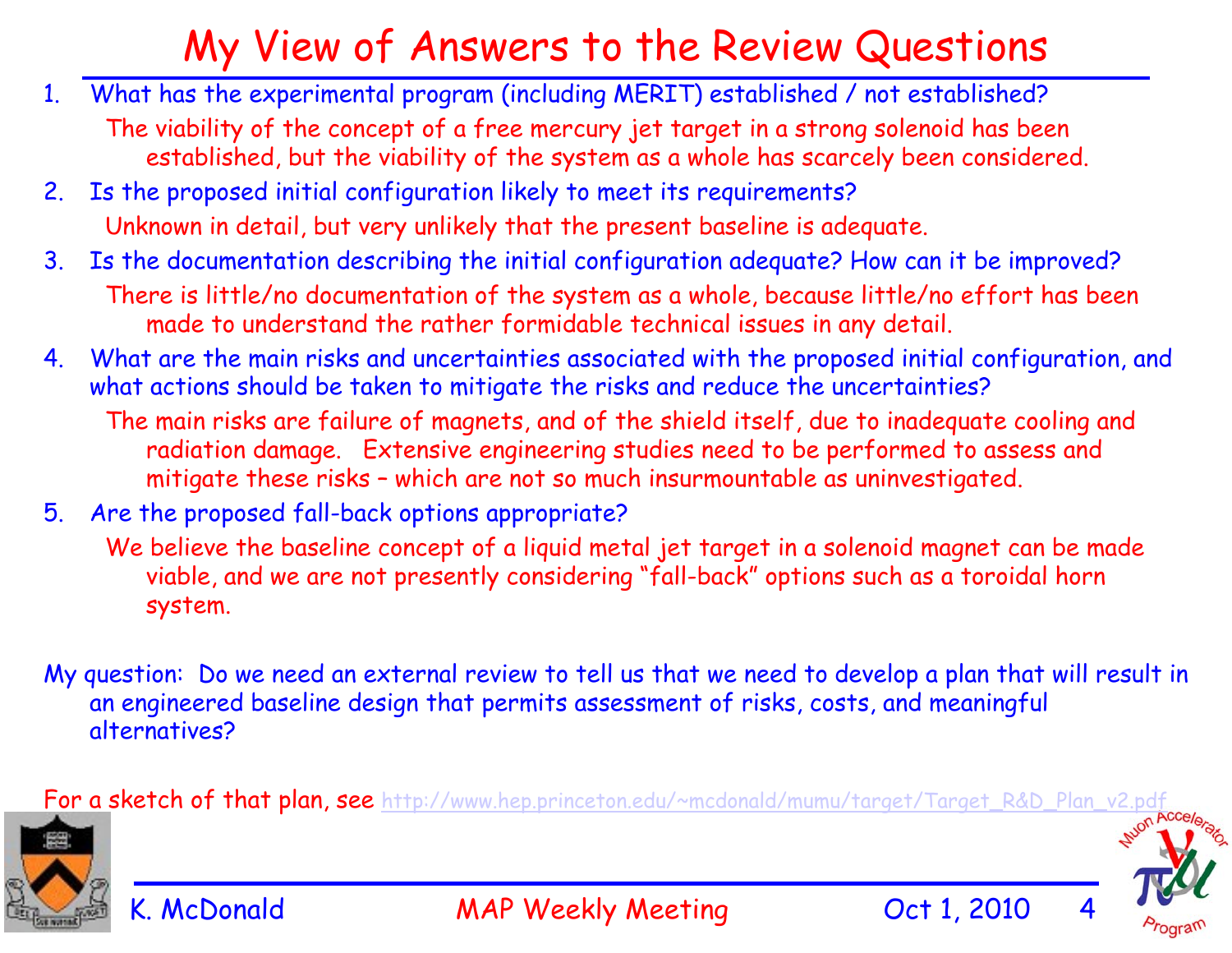# My View of Answers to the Review Questions

1. What has the experimental program (including MERIT) established / not established?

   The viability of the concept of a free mercury jet target in a strong solenoid has been established, but the viability of the system as a whole has scarcely been considered.

2. Is the proposed initial configuration likely to meet its requirements?

   Unknown in detail, but very unlikely that the present baseline is adequate.

3. Is the documentation describing the initial configuration adequate? How can it be improved?

   There is little/no documentation of the system as a whole, because little/no effort has been made to understand the rather formidable technical issues in any detail.

4. What are the main risks and uncertainties associated with the proposed initial configuration, and what actions should be taken to mitigate the risks and reduce the uncertainties?

   The main risks are failure of magnets, and of the shield itself, due to inadequate cooling and radiation damage. Extensive engineering studies need to be performed to assess and mitigate these risks – which are not so much insurmountable as uninvestigated.

5. Are the proposed fall-back options appropriate?

   We believe the baseline concept of a liquid metal jet target in a solenoid magnet can be made viable, and we are not presently considering "fall-back" options such as a toroidal horn system.

My question: Do we need an external review to tell us that we need to develop a plan that will result in an engineered baseline design that permits assessment of risks, costs, and meaningful alternatives?

For a sketch of that plan, see http://www.hep.princeton.edu/~mcdonald/mumu/target/Target_R&D_Plan_v2.pdf